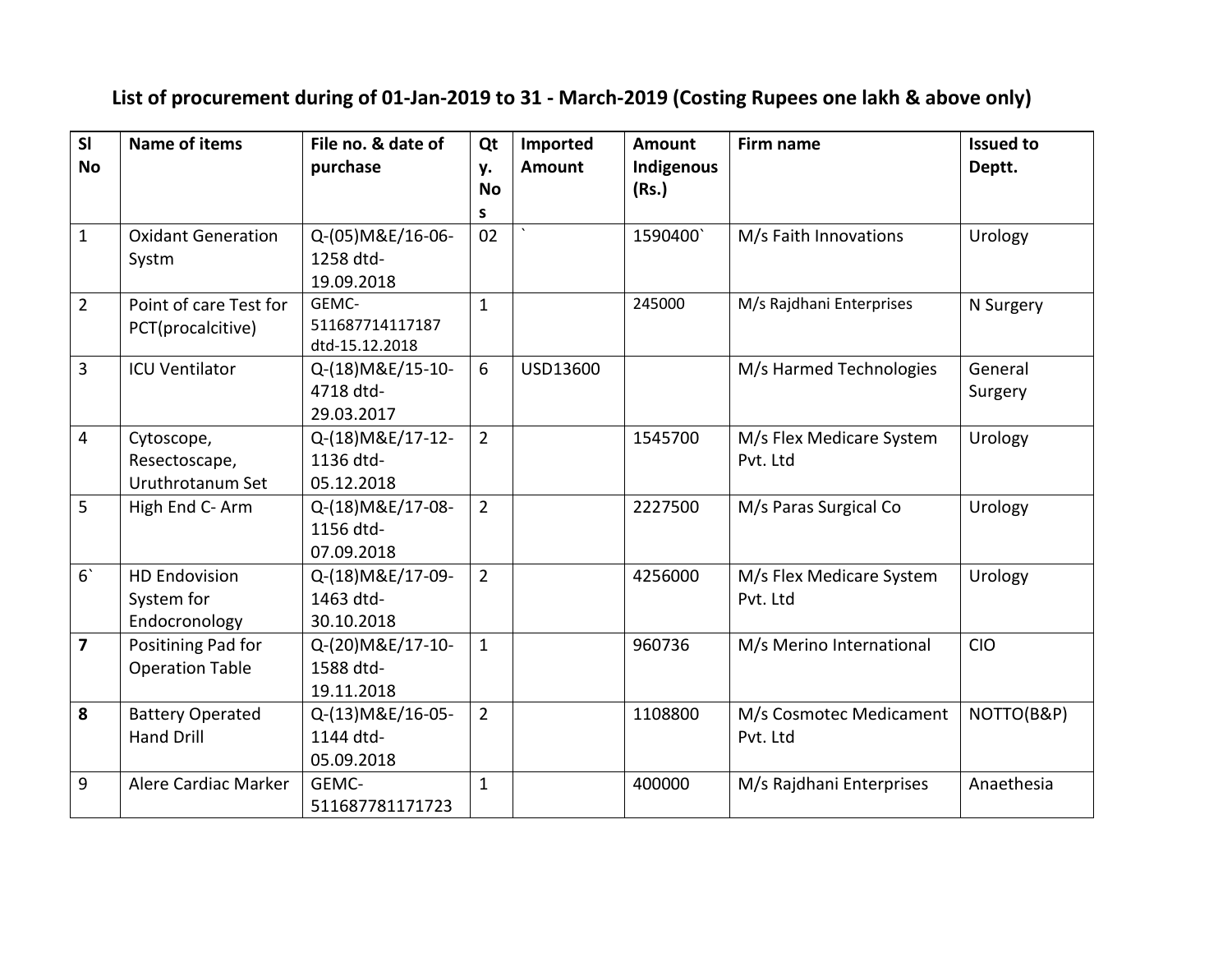# List of procurement during of 01-Jan-2019 to 31 - March-2019 (Costing Rupees one lakh & above only)

| Sl No | Name of items | File no. & date of purchase | Qty. Nos | Imported Amount | Amount Indigenous (Rs.) | Firm name | Issued to Deptt. |
|---|---|---|---|---|---|---|---|
| 1 | Oxidant Generation Systm | Q-(05)M&E/16-06-1258 dtd-19.09.2018 | 02 | ` | 1590400` | M/s Faith Innovations | Urology |
| 2 | Point of care Test for PCT(procalcitive) | GEMC-511687714117187 dtd-15.12.2018 | 1 | | 245000 | M/s Rajdhani Enterprises | N Surgery |
| 3 | ICU Ventilator | Q-(18)M&E/15-10-4718 dtd-29.03.2017 | 6 | USD13600 | | M/s Harmed Technologies | General Surgery |
| 4 | Cytoscope, Resectoscape, Uruthrotanum Set | Q-(18)M&E/17-12-1136 dtd-05.12.2018 | 2 | | 1545700 | M/s Flex Medicare System Pvt. Ltd | Urology |
| 5 | High End C- Arm | Q-(18)M&E/17-08-1156 dtd-07.09.2018 | 2 | | 2227500 | M/s Paras Surgical Co | Urology |
| 6` | HD Endovision System for Endocronology | Q-(18)M&E/17-09-1463 dtd-30.10.2018 | 2 | | 4256000 | M/s Flex Medicare System Pvt. Ltd | Urology |
| **7** | Positining Pad for Operation Table | Q-(20)M&E/17-10-1588 dtd-19.11.2018 | 1 | | 960736 | M/s Merino International | CIO |
| **8** | Battery Operated Hand Drill | Q-(13)M&E/16-05-1144 dtd-05.09.2018 | 2 | | 1108800 | M/s Cosmotec Medicament Pvt. Ltd | NOTTO(B&P) |
| 9 | Alere Cardiac Marker | GEMC-511687781171723 | 1 | | 400000 | M/s Rajdhani Enterprises | Anaethesia |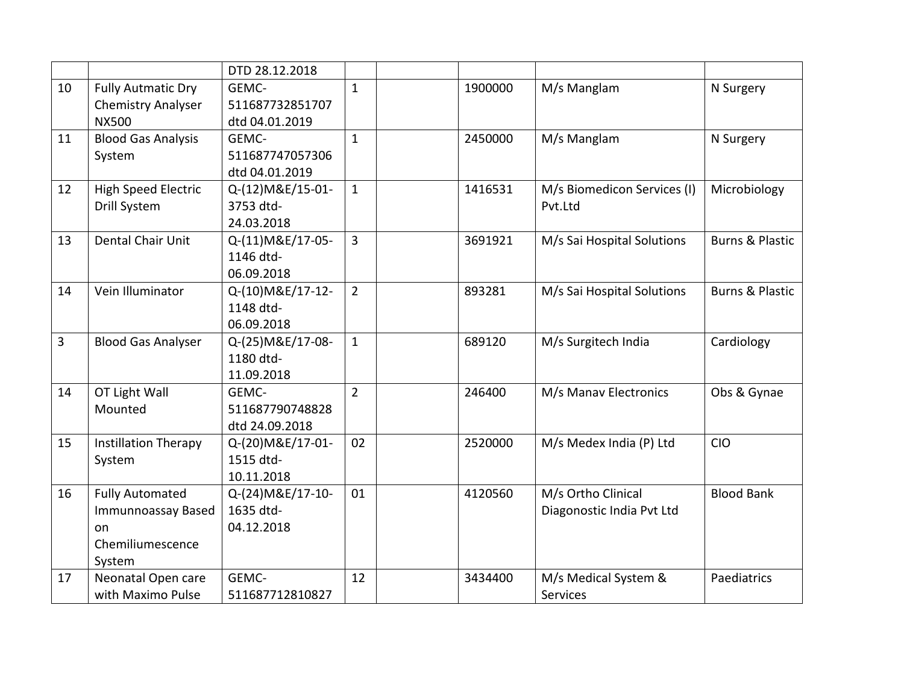| | | DTD 28.12.2018 | | | | | |
|---|---|---|---|---|---|---|---|
| 10 | Fully Autmatic Dry Chemistry Analyser NX500 | GEMC-511687732851707 dtd 04.01.2019 | 1 | | 1900000 | M/s Manglam | N Surgery |
| 11 | Blood Gas Analysis System | GEMC-511687747057306 dtd 04.01.2019 | 1 | | 2450000 | M/s Manglam | N Surgery |
| 12 | High Speed Electric Drill System | Q-(12)M&E/15-01-3753 dtd-24.03.2018 | 1 | | 1416531 | M/s Biomedicon Services (I) Pvt.Ltd | Microbiology |
| 13 | Dental Chair Unit | Q-(11)M&E/17-05-1146 dtd-06.09.2018 | 3 | | 3691921 | M/s Sai Hospital Solutions | Burns & Plastic |
| 14 | Vein Illuminator | Q-(10)M&E/17-12-1148 dtd-06.09.2018 | 2 | | 893281 | M/s Sai Hospital Solutions | Burns & Plastic |
| 3 | Blood Gas Analyser | Q-(25)M&E/17-08-1180 dtd-11.09.2018 | 1 | | 689120 | M/s Surgitech India | Cardiology |
| 14 | OT Light Wall Mounted | GEMC-511687790748828 dtd 24.09.2018 | 2 | | 246400 | M/s Manav Electronics | Obs & Gynae |
| 15 | Instillation Therapy System | Q-(20)M&E/17-01-1515 dtd-10.11.2018 | 02 | | 2520000 | M/s Medex India (P) Ltd | CIO |
| 16 | Fully Automated Immunnoassay Based on Chemiliumescence System | Q-(24)M&E/17-10-1635 dtd-04.12.2018 | 01 | | 4120560 | M/s Ortho Clinical Diagonostic India Pvt Ltd | Blood Bank |
| 17 | Neonatal Open care with Maximo Pulse | GEMC-511687712810827 | 12 | | 3434400 | M/s Medical System & Services | Paediatrics |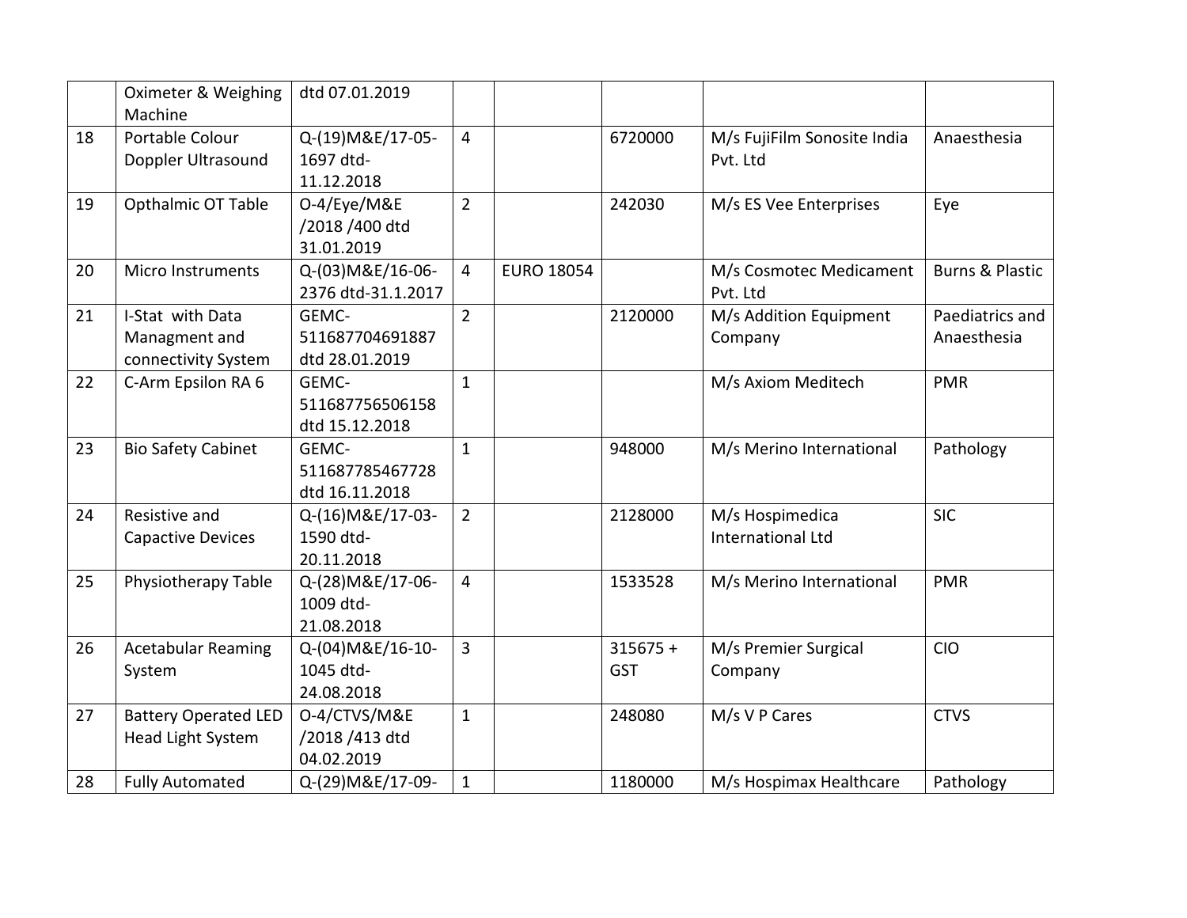| | | | | | | | |
|---|---|---|---|---|---|---|---|
| | Oximeter & Weighing Machine | dtd 07.01.2019 | | | | | |
| 18 | Portable Colour Doppler Ultrasound | Q-(19)M&E/17-05-1697 dtd-11.12.2018 | 4 | | 6720000 | M/s FujiFilm Sonosite India Pvt. Ltd | Anaesthesia |
| 19 | Opthalmic OT Table | O-4/Eye/M&E /2018 /400 dtd 31.01.2019 | 2 | | 242030 | M/s ES Vee Enterprises | Eye |
| 20 | Micro Instruments | Q-(03)M&E/16-06-2376 dtd-31.1.2017 | 4 | EURO 18054 | | M/s Cosmotec Medicament Pvt. Ltd | Burns & Plastic |
| 21 | I-Stat with Data Managment and connectivity System | GEMC-511687704691887 dtd 28.01.2019 | 2 | | 2120000 | M/s Addition Equipment Company | Paediatrics and Anaesthesia |
| 22 | C-Arm Epsilon RA 6 | GEMC-511687756506158 dtd 15.12.2018 | 1 | | | M/s Axiom Meditech | PMR |
| 23 | Bio Safety Cabinet | GEMC-511687785467728 dtd 16.11.2018 | 1 | | 948000 | M/s Merino International | Pathology |
| 24 | Resistive and Capactive Devices | Q-(16)M&E/17-03-1590 dtd-20.11.2018 | 2 | | 2128000 | M/s Hospimedica International Ltd | SIC |
| 25 | Physiotherapy Table | Q-(28)M&E/17-06-1009 dtd-21.08.2018 | 4 | | 1533528 | M/s Merino International | PMR |
| 26 | Acetabular Reaming System | Q-(04)M&E/16-10-1045 dtd-24.08.2018 | 3 | | 315675 + GST | M/s Premier Surgical Company | CIO |
| 27 | Battery Operated LED Head Light System | O-4/CTVS/M&E /2018 /413 dtd 04.02.2019 | 1 | | 248080 | M/s V P Cares | CTVS |
| 28 | Fully Automated | Q-(29)M&E/17-09- | 1 | | 1180000 | M/s Hospimax Healthcare | Pathology |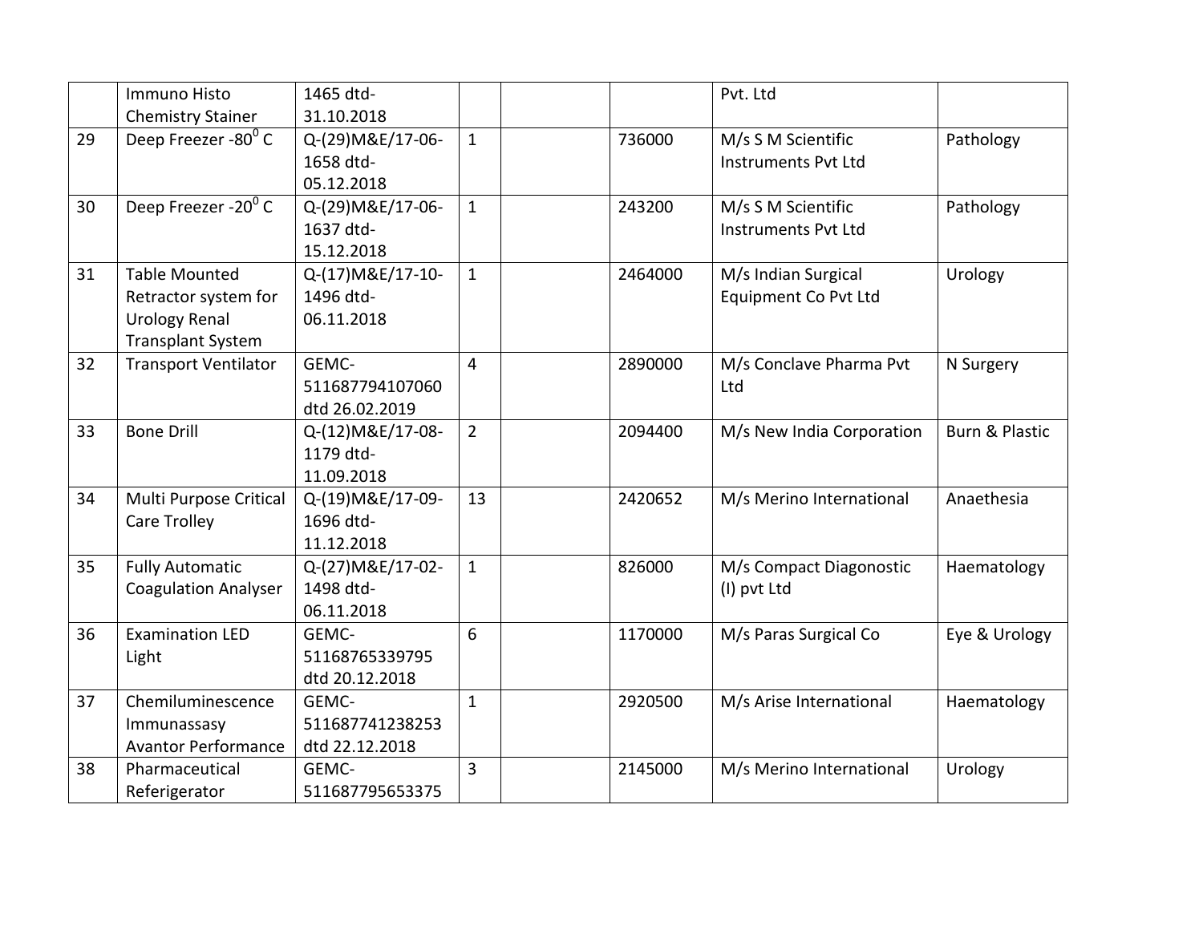|  | Immuno Histo Chemistry Stainer | 1465 dtd-31.10.2018 |  |  |  | Pvt. Ltd |  |
|---|---|---|---|---|---|---|---|
| 29 | Deep Freezer -80$^0$ C | Q-(29)M&E/17-06-1658 dtd-05.12.2018 | 1 |  | 736000 | M/s S M Scientific Instruments Pvt Ltd | Pathology |
| 30 | Deep Freezer -20$^0$ C | Q-(29)M&E/17-06-1637 dtd-15.12.2018 | 1 |  | 243200 | M/s S M Scientific Instruments Pvt Ltd | Pathology |
| 31 | Table Mounted Retractor system for Urology Renal Transplant System | Q-(17)M&E/17-10-1496 dtd-06.11.2018 | 1 |  | 2464000 | M/s Indian Surgical Equipment Co Pvt Ltd | Urology |
| 32 | Transport Ventilator | GEMC-511687794107060 dtd 26.02.2019 | 4 |  | 2890000 | M/s Conclave Pharma Pvt Ltd | N Surgery |
| 33 | Bone Drill | Q-(12)M&E/17-08-1179 dtd-11.09.2018 | 2 |  | 2094400 | M/s New India Corporation | Burn & Plastic |
| 34 | Multi Purpose Critical Care Trolley | Q-(19)M&E/17-09-1696 dtd-11.12.2018 | 13 |  | 2420652 | M/s Merino International | Anaethesia |
| 35 | Fully Automatic Coagulation Analyser | Q-(27)M&E/17-02-1498 dtd-06.11.2018 | 1 |  | 826000 | M/s Compact Diagonostic (I) pvt Ltd | Haematology |
| 36 | Examination LED Light | GEMC-51168765339795 dtd 20.12.2018 | 6 |  | 1170000 | M/s Paras Surgical Co | Eye & Urology |
| 37 | Chemiluminescence Immunassasy Avantor Performance | GEMC-511687741238253 dtd 22.12.2018 | 1 |  | 2920500 | M/s Arise International | Haematology |
| 38 | Pharmaceutical Referigerator | GEMC-511687795653375 | 3 |  | 2145000 | M/s Merino International | Urology |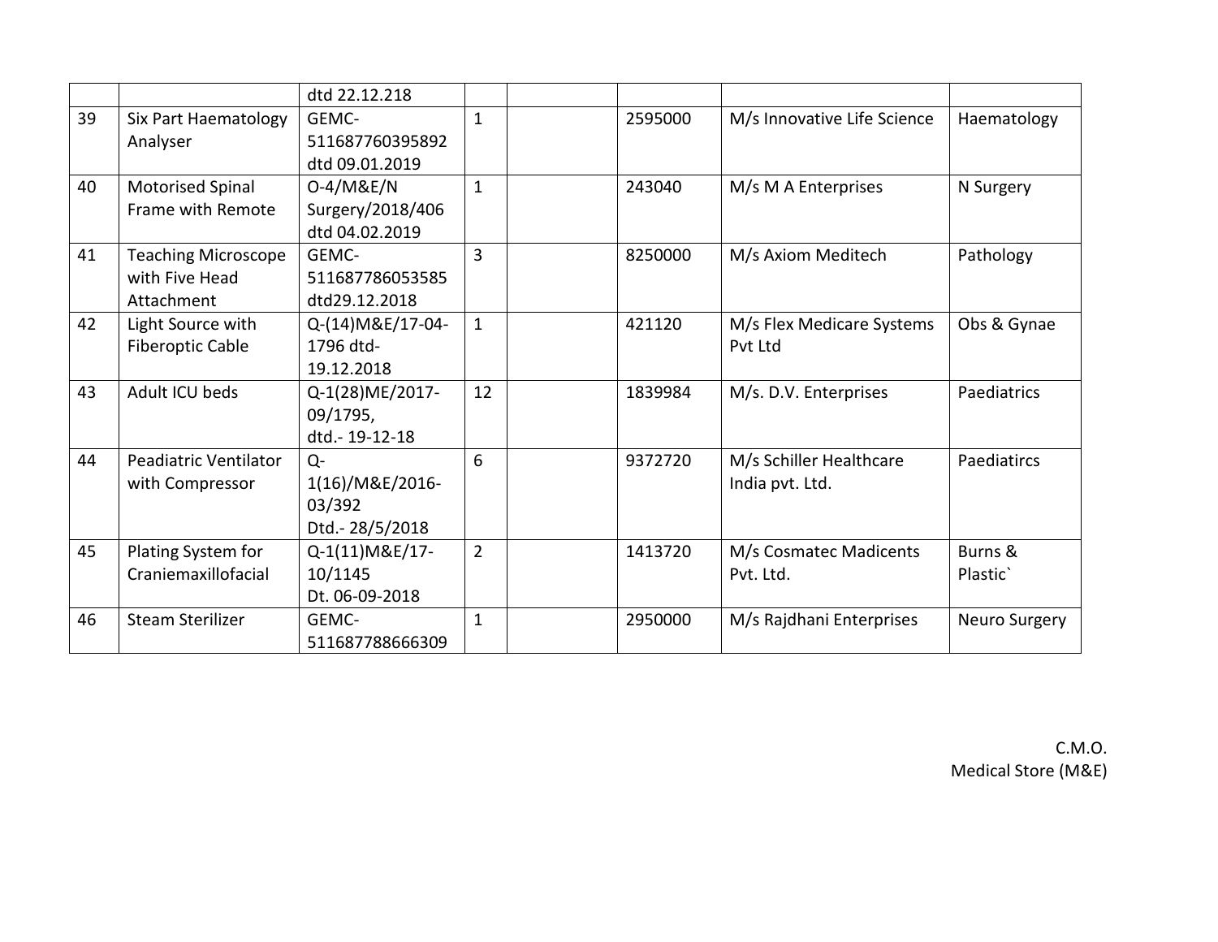| | | | | | | | |
|---|---|---|---|---|---|---|---|
| | | dtd 22.12.218 | | | | | |
| 39 | Six Part Haematology Analyser | GEMC-511687760395892 dtd 09.01.2019 | 1 | | 2595000 | M/s Innovative Life Science | Haematology |
| 40 | Motorised Spinal Frame with Remote | O-4/M&E/N Surgery/2018/406 dtd 04.02.2019 | 1 | | 243040 | M/s M A Enterprises | N Surgery |
| 41 | Teaching Microscope with Five Head Attachment | GEMC-511687786053585 dtd29.12.2018 | 3 | | 8250000 | M/s Axiom Meditech | Pathology |
| 42 | Light Source with Fiberoptic Cable | Q-(14)M&E/17-04-1796 dtd-19.12.2018 | 1 | | 421120 | M/s Flex Medicare Systems Pvt Ltd | Obs & Gynae |
| 43 | Adult ICU beds | Q-1(28)ME/2017-09/1795, dtd.- 19-12-18 | 12 | | 1839984 | M/s. D.V. Enterprises | Paediatrics |
| 44 | Peadiatric Ventilator with Compressor | Q-1(16)/M&E/2016-03/392 Dtd.- 28/5/2018 | 6 | | 9372720 | M/s Schiller Healthcare India pvt. Ltd. | Paediatircs |
| 45 | Plating System for Craniemaxillofacial | Q-1(11)M&E/17-10/1145 Dt. 06-09-2018 | 2 | | 1413720 | M/s Cosmatec Madicents Pvt. Ltd. | Burns & Plastic` |
| 46 | Steam Sterilizer | GEMC-511687788666309 | 1 | | 2950000 | M/s Rajdhani Enterprises | Neuro Surgery |

C.M.O.
Medical Store (M&E)